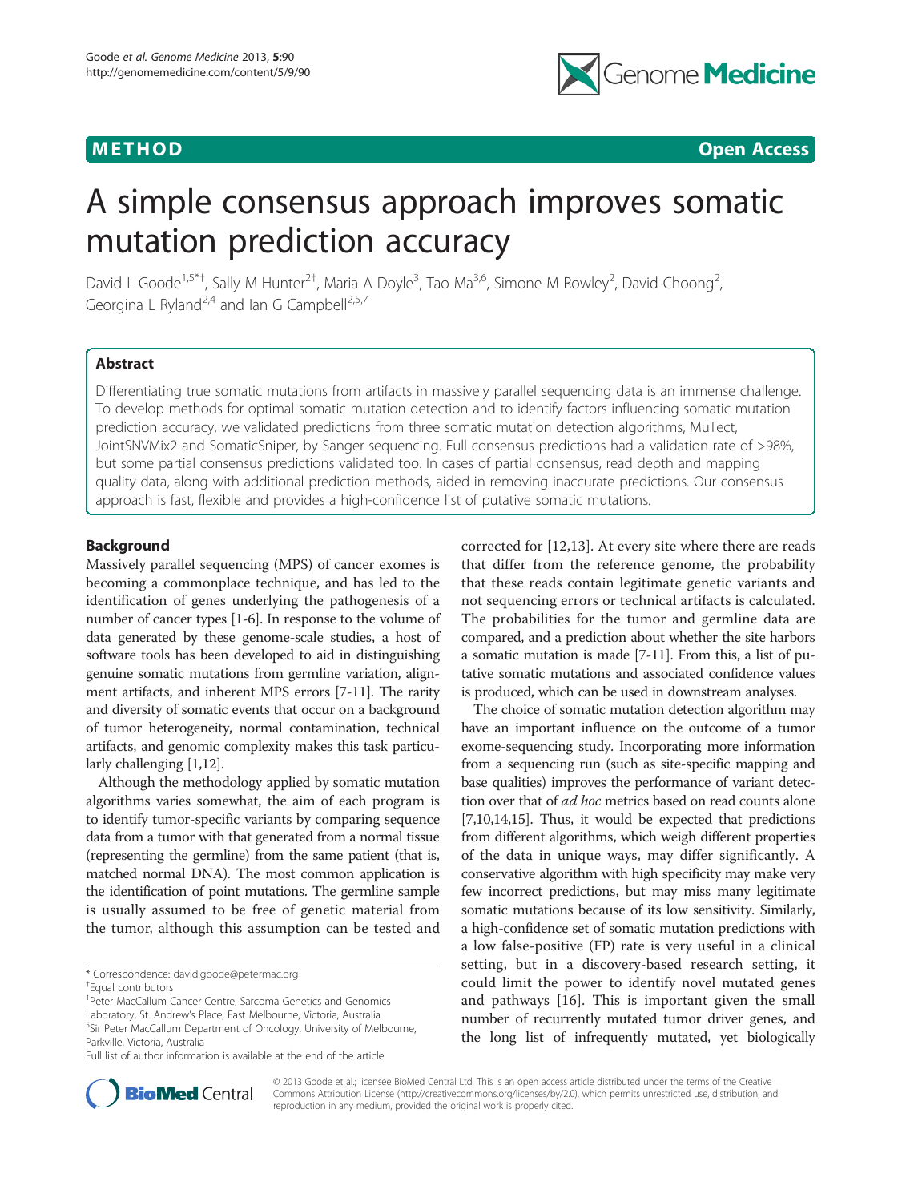# A simple consensus approach improves somatic mutation prediction accuracy

David L Goode[1,5*†], Sally M Hunter[2†], Maria A Doyle[3], Tao Ma[3,6], Simone M Rowley[2], David Choong[2], Georgina L Ryland[2,4] and Ian G Campbell[2,5,7]

## Abstract

Differentiating true somatic mutations from artifacts in massively parallel sequencing data is an immense challenge. To develop methods for optimal somatic mutation detection and to identify factors influencing somatic mutation prediction accuracy, we validated predictions from three somatic mutation detection algorithms, MuTect, JointSNVMix2 and SomaticSniper, by Sanger sequencing. Full consensus predictions had a validation rate of >98%, but some partial consensus predictions validated too. In cases of partial consensus, read depth and mapping quality data, along with additional prediction methods, aided in removing inaccurate predictions. Our consensus approach is fast, flexible and provides a high-confidence list of putative somatic mutations.

## Background

Massively parallel sequencing (MPS) of cancer exomes is becoming a commonplace technique, and has led to the identification of genes underlying the pathogenesis of a number of cancer types [1-6]. In response to the volume of data generated by these genome-scale studies, a host of software tools has been developed to aid in distinguishing genuine somatic mutations from germline variation, alignment artifacts, and inherent MPS errors [7-11]. The rarity and diversity of somatic events that occur on a background of tumor heterogeneity, normal contamination, technical artifacts, and genomic complexity makes this task particularly challenging [1,12].

Although the methodology applied by somatic mutation algorithms varies somewhat, the aim of each program is to identify tumor-specific variants by comparing sequence data from a tumor with that generated from a normal tissue (representing the germline) from the same patient (that is, matched normal DNA). The most common application is the identification of point mutations. The germline sample is usually assumed to be free of genetic material from the tumor, although this assumption can be tested and corrected for [12,13]. At every site where there are reads that differ from the reference genome, the probability that these reads contain legitimate genetic variants and not sequencing errors or technical artifacts is calculated. The probabilities for the tumor and germline data are compared, and a prediction about whether the site harbors a somatic mutation is made [7-11]. From this, a list of putative somatic mutations and associated confidence values is produced, which can be used in downstream analyses.

The choice of somatic mutation detection algorithm may have an important influence on the outcome of a tumor exome-sequencing study. Incorporating more information from a sequencing run (such as site-specific mapping and base qualities) improves the performance of variant detection over that of *ad hoc* metrics based on read counts alone [7,10,14,15]. Thus, it would be expected that predictions from different algorithms, which weigh different properties of the data in unique ways, may differ significantly. A conservative algorithm with high specificity may make very few incorrect predictions, but may miss many legitimate somatic mutations because of its low sensitivity. Similarly, a high-confidence set of somatic mutation predictions with a low false-positive (FP) rate is very useful in a clinical setting, but in a discovery-based research setting, it could limit the power to identify novel mutated genes and pathways [16]. This is important given the small number of recurrently mutated tumor driver genes, and the long list of infrequently mutated, yet biologically

\* Correspondence: david.goode@petermac.org
†Equal contributors
[1]Peter MacCallum Cancer Centre, Sarcoma Genetics and Genomics Laboratory, St. Andrew's Place, East Melbourne, Victoria, Australia
[5]Sir Peter MacCallum Department of Oncology, University of Melbourne, Parkville, Victoria, Australia
Full list of author information is available at the end of the article

© 2013 Goode et al.; licensee BioMed Central Ltd. This is an open access article distributed under the terms of the Creative Commons Attribution License (http://creativecommons.org/licenses/by/2.0), which permits unrestricted use, distribution, and reproduction in any medium, provided the original work is properly cited.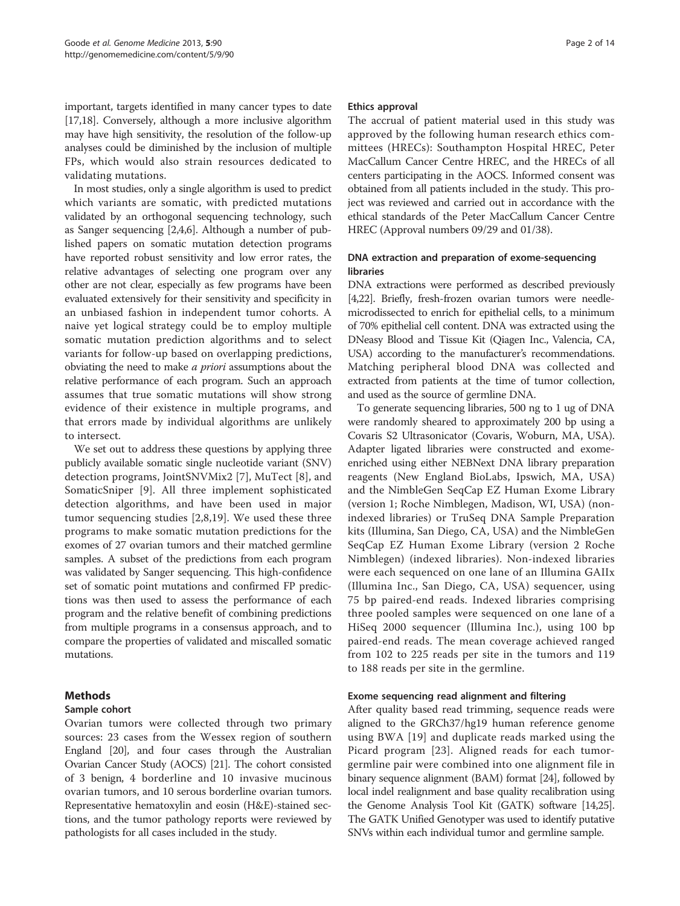important, targets identified in many cancer types to date [17,18]. Conversely, although a more inclusive algorithm may have high sensitivity, the resolution of the follow-up analyses could be diminished by the inclusion of multiple FPs, which would also strain resources dedicated to validating mutations.

In most studies, only a single algorithm is used to predict which variants are somatic, with predicted mutations validated by an orthogonal sequencing technology, such as Sanger sequencing [2,4,6]. Although a number of published papers on somatic mutation detection programs have reported robust sensitivity and low error rates, the relative advantages of selecting one program over any other are not clear, especially as few programs have been evaluated extensively for their sensitivity and specificity in an unbiased fashion in independent tumor cohorts. A naive yet logical strategy could be to employ multiple somatic mutation prediction algorithms and to select variants for follow-up based on overlapping predictions, obviating the need to make *a priori* assumptions about the relative performance of each program. Such an approach assumes that true somatic mutations will show strong evidence of their existence in multiple programs, and that errors made by individual algorithms are unlikely to intersect.

We set out to address these questions by applying three publicly available somatic single nucleotide variant (SNV) detection programs, JointSNVMix2 [7], MuTect [8], and SomaticSniper [9]. All three implement sophisticated detection algorithms, and have been used in major tumor sequencing studies [2,8,19]. We used these three programs to make somatic mutation predictions for the exomes of 27 ovarian tumors and their matched germline samples. A subset of the predictions from each program was validated by Sanger sequencing. This high-confidence set of somatic point mutations and confirmed FP predictions was then used to assess the performance of each program and the relative benefit of combining predictions from multiple programs in a consensus approach, and to compare the properties of validated and miscalled somatic mutations.

## Methods

### Sample cohort

Ovarian tumors were collected through two primary sources: 23 cases from the Wessex region of southern England [20], and four cases through the Australian Ovarian Cancer Study (AOCS) [21]. The cohort consisted of 3 benign, 4 borderline and 10 invasive mucinous ovarian tumors, and 10 serous borderline ovarian tumors. Representative hematoxylin and eosin (H&E)-stained sections, and the tumor pathology reports were reviewed by pathologists for all cases included in the study.

### Ethics approval

The accrual of patient material used in this study was approved by the following human research ethics committees (HRECs): Southampton Hospital HREC, Peter MacCallum Cancer Centre HREC, and the HRECs of all centers participating in the AOCS. Informed consent was obtained from all patients included in the study. This project was reviewed and carried out in accordance with the ethical standards of the Peter MacCallum Cancer Centre HREC (Approval numbers 09/29 and 01/38).

### DNA extraction and preparation of exome-sequencing libraries

DNA extractions were performed as described previously [4,22]. Briefly, fresh-frozen ovarian tumors were needle-microdissected to enrich for epithelial cells, to a minimum of 70% epithelial cell content. DNA was extracted using the DNeasy Blood and Tissue Kit (Qiagen Inc., Valencia, CA, USA) according to the manufacturer's recommendations. Matching peripheral blood DNA was collected and extracted from patients at the time of tumor collection, and used as the source of germline DNA.

To generate sequencing libraries, 500 ng to 1 ug of DNA were randomly sheared to approximately 200 bp using a Covaris S2 Ultrasonicator (Covaris, Woburn, MA, USA). Adapter ligated libraries were constructed and exome-enriched using either NEBNext DNA library preparation reagents (New England BioLabs, Ipswich, MA, USA) and the NimbleGen SeqCap EZ Human Exome Library (version 1; Roche Nimblegen, Madison, WI, USA) (non-indexed libraries) or TruSeq DNA Sample Preparation kits (Illumina, San Diego, CA, USA) and the NimbleGen SeqCap EZ Human Exome Library (version 2 Roche Nimblegen) (indexed libraries). Non-indexed libraries were each sequenced on one lane of an Illumina GAIIx (Illumina Inc., San Diego, CA, USA) sequencer, using 75 bp paired-end reads. Indexed libraries comprising three pooled samples were sequenced on one lane of a HiSeq 2000 sequencer (Illumina Inc.), using 100 bp paired-end reads. The mean coverage achieved ranged from 102 to 225 reads per site in the tumors and 119 to 188 reads per site in the germline.

### Exome sequencing read alignment and filtering

After quality based read trimming, sequence reads were aligned to the GRCh37/hg19 human reference genome using BWA [19] and duplicate reads marked using the Picard program [23]. Aligned reads for each tumor-germline pair were combined into one alignment file in binary sequence alignment (BAM) format [24], followed by local indel realignment and base quality recalibration using the Genome Analysis Tool Kit (GATK) software [14,25]. The GATK Unified Genotyper was used to identify putative SNVs within each individual tumor and germline sample.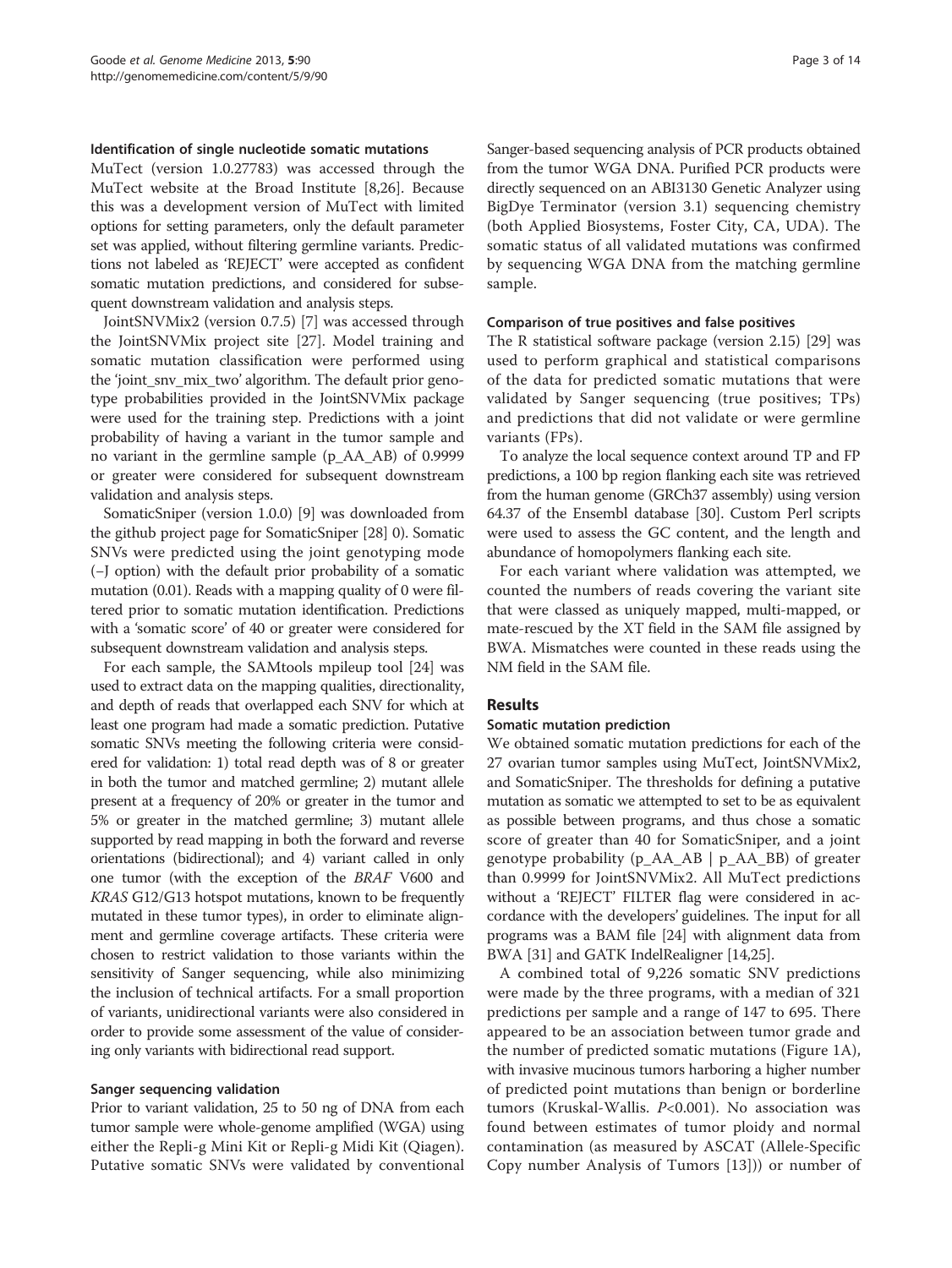#### Identification of single nucleotide somatic mutations

MuTect (version 1.0.27783) was accessed through the MuTect website at the Broad Institute [8,26]. Because this was a development version of MuTect with limited options for setting parameters, only the default parameter set was applied, without filtering germline variants. Predictions not labeled as 'REJECT' were accepted as confident somatic mutation predictions, and considered for subsequent downstream validation and analysis steps.

JointSNVMix2 (version 0.7.5) [7] was accessed through the JointSNVMix project site [27]. Model training and somatic mutation classification were performed using the 'joint_snv_mix_two' algorithm. The default prior genotype probabilities provided in the JointSNVMix package were used for the training step. Predictions with a joint probability of having a variant in the tumor sample and no variant in the germline sample (p_AA_AB) of 0.9999 or greater were considered for subsequent downstream validation and analysis steps.

SomaticSniper (version 1.0.0) [9] was downloaded from the github project page for SomaticSniper [28] 0). Somatic SNVs were predicted using the joint genotyping mode (–J option) with the default prior probability of a somatic mutation (0.01). Reads with a mapping quality of 0 were filtered prior to somatic mutation identification. Predictions with a 'somatic score' of 40 or greater were considered for subsequent downstream validation and analysis steps.

For each sample, the SAMtools mpileup tool [24] was used to extract data on the mapping qualities, directionality, and depth of reads that overlapped each SNV for which at least one program had made a somatic prediction. Putative somatic SNVs meeting the following criteria were considered for validation: 1) total read depth was of 8 or greater in both the tumor and matched germline; 2) mutant allele present at a frequency of 20% or greater in the tumor and 5% or greater in the matched germline; 3) mutant allele supported by read mapping in both the forward and reverse orientations (bidirectional); and 4) variant called in only one tumor (with the exception of the *BRAF* V600 and *KRAS* G12/G13 hotspot mutations, known to be frequently mutated in these tumor types), in order to eliminate alignment and germline coverage artifacts. These criteria were chosen to restrict validation to those variants within the sensitivity of Sanger sequencing, while also minimizing the inclusion of technical artifacts. For a small proportion of variants, unidirectional variants were also considered in order to provide some assessment of the value of considering only variants with bidirectional read support.

#### Sanger sequencing validation

Prior to variant validation, 25 to 50 ng of DNA from each tumor sample were whole-genome amplified (WGA) using either the Repli-g Mini Kit or Repli-g Midi Kit (Qiagen). Putative somatic SNVs were validated by conventional Sanger-based sequencing analysis of PCR products obtained from the tumor WGA DNA. Purified PCR products were directly sequenced on an ABI3130 Genetic Analyzer using BigDye Terminator (version 3.1) sequencing chemistry (both Applied Biosystems, Foster City, CA, UDA). The somatic status of all validated mutations was confirmed by sequencing WGA DNA from the matching germline sample.

#### Comparison of true positives and false positives

The R statistical software package (version 2.15) [29] was used to perform graphical and statistical comparisons of the data for predicted somatic mutations that were validated by Sanger sequencing (true positives; TPs) and predictions that did not validate or were germline variants (FPs).

To analyze the local sequence context around TP and FP predictions, a 100 bp region flanking each site was retrieved from the human genome (GRCh37 assembly) using version 64.37 of the Ensembl database [30]. Custom Perl scripts were used to assess the GC content, and the length and abundance of homopolymers flanking each site.

For each variant where validation was attempted, we counted the numbers of reads covering the variant site that were classed as uniquely mapped, multi-mapped, or mate-rescued by the XT field in the SAM file assigned by BWA. Mismatches were counted in these reads using the NM field in the SAM file.

## Results

#### Somatic mutation prediction

We obtained somatic mutation predictions for each of the 27 ovarian tumor samples using MuTect, JointSNVMix2, and SomaticSniper. The thresholds for defining a putative mutation as somatic we attempted to set to be as equivalent as possible between programs, and thus chose a somatic score of greater than 40 for SomaticSniper, and a joint genotype probability (p_AA_AB | p_AA_BB) of greater than 0.9999 for JointSNVMix2. All MuTect predictions without a 'REJECT' FILTER flag were considered in accordance with the developers' guidelines. The input for all programs was a BAM file [24] with alignment data from BWA [31] and GATK IndelRealigner [14,25].

A combined total of 9,226 somatic SNV predictions were made by the three programs, with a median of 321 predictions per sample and a range of 147 to 695. There appeared to be an association between tumor grade and the number of predicted somatic mutations (Figure 1A), with invasive mucinous tumors harboring a higher number of predicted point mutations than benign or borderline tumors (Kruskal-Wallis. $P<0.001$). No association was found between estimates of tumor ploidy and normal contamination (as measured by ASCAT (Allele-Specific Copy number Analysis of Tumors [13])) or number of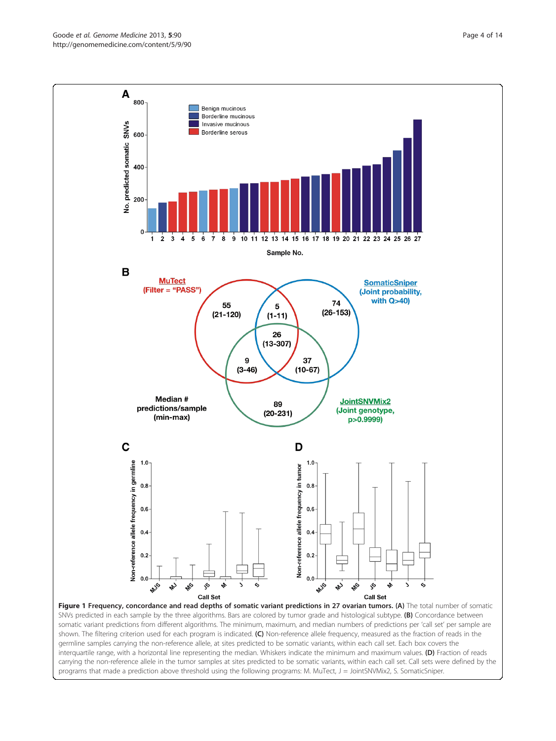**Figure 1 Frequency, concordance and read depths of somatic variant predictions in 27 ovarian tumors. (A)** The total number of somatic SNVs predicted in each sample by the three algorithms. Bars are colored by tumor grade and histological subtype. **(B)** Concordance between somatic variant predictions from different algorithms. The minimum, maximum, and median numbers of predictions per 'call set' per sample are shown. The filtering criterion used for each program is indicated. **(C)** Non-reference allele frequency, measured as the fraction of reads in the germline samples carrying the non-reference allele, at sites predicted to be somatic variants, within each call set. Each box covers the interquartile range, with a horizontal line representing the median. Whiskers indicate the minimum and maximum values. **(D)** Fraction of reads carrying the non-reference allele in the tumor samples at sites predicted to be somatic variants, within each call set. Call sets were defined by the programs that made a prediction above threshold using the following programs: M. MuTect, J = JointSNVMix2, S. SomaticSniper.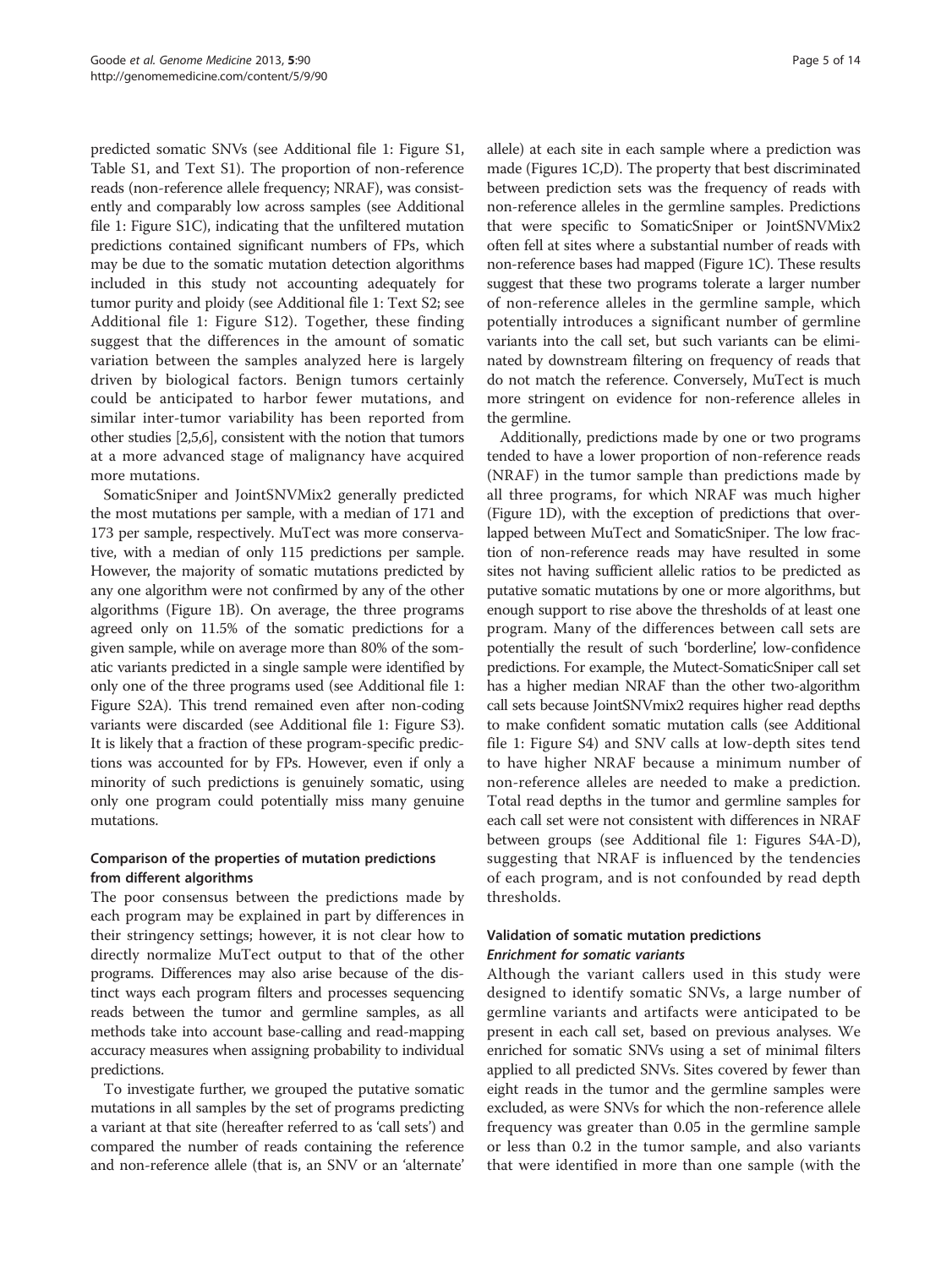predicted somatic SNVs (see Additional file 1: Figure S1, Table S1, and Text S1). The proportion of non-reference reads (non-reference allele frequency; NRAF), was consistently and comparably low across samples (see Additional file 1: Figure S1C), indicating that the unfiltered mutation predictions contained significant numbers of FPs, which may be due to the somatic mutation detection algorithms included in this study not accounting adequately for tumor purity and ploidy (see Additional file 1: Text S2; see Additional file 1: Figure S12). Together, these finding suggest that the differences in the amount of somatic variation between the samples analyzed here is largely driven by biological factors. Benign tumors certainly could be anticipated to harbor fewer mutations, and similar inter-tumor variability has been reported from other studies [2,5,6], consistent with the notion that tumors at a more advanced stage of malignancy have acquired more mutations.

SomaticSniper and JointSNVMix2 generally predicted the most mutations per sample, with a median of 171 and 173 per sample, respectively. MuTect was more conservative, with a median of only 115 predictions per sample. However, the majority of somatic mutations predicted by any one algorithm were not confirmed by any of the other algorithms (Figure 1B). On average, the three programs agreed only on 11.5% of the somatic predictions for a given sample, while on average more than 80% of the somatic variants predicted in a single sample were identified by only one of the three programs used (see Additional file 1: Figure S2A). This trend remained even after non-coding variants were discarded (see Additional file 1: Figure S3). It is likely that a fraction of these program-specific predictions was accounted for by FPs. However, even if only a minority of such predictions is genuinely somatic, using only one program could potentially miss many genuine mutations.

### Comparison of the properties of mutation predictions from different algorithms

The poor consensus between the predictions made by each program may be explained in part by differences in their stringency settings; however, it is not clear how to directly normalize MuTect output to that of the other programs. Differences may also arise because of the distinct ways each program filters and processes sequencing reads between the tumor and germline samples, as all methods take into account base-calling and read-mapping accuracy measures when assigning probability to individual predictions.

To investigate further, we grouped the putative somatic mutations in all samples by the set of programs predicting a variant at that site (hereafter referred to as 'call sets') and compared the number of reads containing the reference and non-reference allele (that is, an SNV or an 'alternate' allele) at each site in each sample where a prediction was made (Figures 1C,D). The property that best discriminated between prediction sets was the frequency of reads with non-reference alleles in the germline samples. Predictions that were specific to SomaticSniper or JointSNVMix2 often fell at sites where a substantial number of reads with non-reference bases had mapped (Figure 1C). These results suggest that these two programs tolerate a larger number of non-reference alleles in the germline sample, which potentially introduces a significant number of germline variants into the call set, but such variants can be eliminated by downstream filtering on frequency of reads that do not match the reference. Conversely, MuTect is much more stringent on evidence for non-reference alleles in the germline.

Additionally, predictions made by one or two programs tended to have a lower proportion of non-reference reads (NRAF) in the tumor sample than predictions made by all three programs, for which NRAF was much higher (Figure 1D), with the exception of predictions that overlapped between MuTect and SomaticSniper. The low fraction of non-reference reads may have resulted in some sites not having sufficient allelic ratios to be predicted as putative somatic mutations by one or more algorithms, but enough support to rise above the thresholds of at least one program. Many of the differences between call sets are potentially the result of such 'borderline', low-confidence predictions. For example, the Mutect-SomaticSniper call set has a higher median NRAF than the other two-algorithm call sets because JointSNVmix2 requires higher read depths to make confident somatic mutation calls (see Additional file 1: Figure S4) and SNV calls at low-depth sites tend to have higher NRAF because a minimum number of non-reference alleles are needed to make a prediction. Total read depths in the tumor and germline samples for each call set were not consistent with differences in NRAF between groups (see Additional file 1: Figures S4A-D), suggesting that NRAF is influenced by the tendencies of each program, and is not confounded by read depth thresholds.

### Validation of somatic mutation predictions

#### *Enrichment for somatic variants*

Although the variant callers used in this study were designed to identify somatic SNVs, a large number of germline variants and artifacts were anticipated to be present in each call set, based on previous analyses. We enriched for somatic SNVs using a set of minimal filters applied to all predicted SNVs. Sites covered by fewer than eight reads in the tumor and the germline samples were excluded, as were SNVs for which the non-reference allele frequency was greater than 0.05 in the germline sample or less than 0.2 in the tumor sample, and also variants that were identified in more than one sample (with the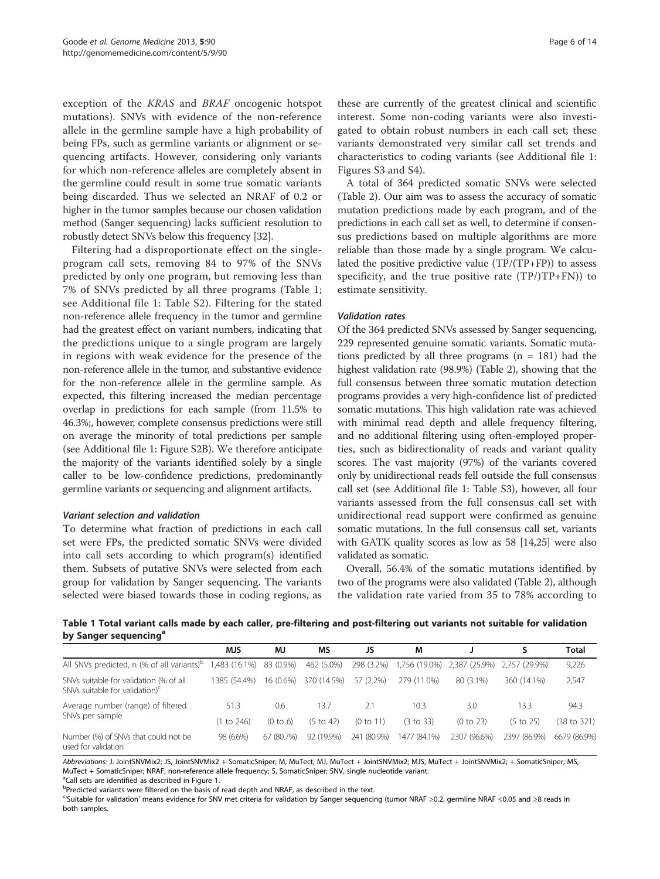exception of the *KRAS* and *BRAF* oncogenic hotspot mutations). SNVs with evidence of the non-reference allele in the germline sample have a high probability of being FPs, such as germline variants or alignment or sequencing artifacts. However, considering only variants for which non-reference alleles are completely absent in the germline could result in some true somatic variants being discarded. Thus we selected an NRAF of 0.2 or higher in the tumor samples because our chosen validation method (Sanger sequencing) lacks sufficient resolution to robustly detect SNVs below this frequency [32].

Filtering had a disproportionate effect on the single-program call sets, removing 84 to 97% of the SNVs predicted by only one program, but removing less than 7% of SNVs predicted by all three programs (Table 1; see Additional file 1: Table S2). Filtering for the stated non-reference allele frequency in the tumor and germline had the greatest effect on variant numbers, indicating that the predictions unique to a single program are largely in regions with weak evidence for the presence of the non-reference allele in the tumor, and substantive evidence for the non-reference allele in the germline sample. As expected, this filtering increased the median percentage overlap in predictions for each sample (from 11.5% to 46.3%;, however, complete consensus predictions were still on average the minority of total predictions per sample (see Additional file 1: Figure S2B). We therefore anticipate the majority of the variants identified solely by a single caller to be low-confidence predictions, predominantly germline variants or sequencing and alignment artifacts.

#### Variant selection and validation

To determine what fraction of predictions in each call set were FPs, the predicted somatic SNVs were divided into call sets according to which program(s) identified them. Subsets of putative SNVs were selected from each group for validation by Sanger sequencing. The variants selected were biased towards those in coding regions, as these are currently of the greatest clinical and scientific interest. Some non-coding variants were also investigated to obtain robust numbers in each call set; these variants demonstrated very similar call set trends and characteristics to coding variants (see Additional file 1: Figures S3 and S4).

A total of 364 predicted somatic SNVs were selected (Table 2). Our aim was to assess the accuracy of somatic mutation predictions made by each program, and of the predictions in each call set as well, to determine if consensus predictions based on multiple algorithms are more reliable than those made by a single program. We calculated the positive predictive value (TP/(TP+FP)) to assess specificity, and the true positive rate (TP/)TP+FN)) to estimate sensitivity.

#### Validation rates

Of the 364 predicted SNVs assessed by Sanger sequencing, 229 represented genuine somatic variants. Somatic mutations predicted by all three programs ($n = 181$) had the highest validation rate (98.9%) (Table 2), showing that the full consensus between three somatic mutation detection programs provides a very high-confidence list of predicted somatic mutations. This high validation rate was achieved with minimal read depth and allele frequency filtering, and no additional filtering using often-employed properties, such as bidirectionality of reads and variant quality scores. The vast majority (97%) of the variants covered only by unidirectional reads fell outside the full consensus call set (see Additional file 1: Table S3), however, all four variants assessed from the full consensus call set with unidirectional read support were confirmed as genuine somatic mutations. In the full consensus call set, variants with GATK quality scores as low as 58 [14,25] were also validated as somatic.

Overall, 56.4% of the somatic mutations identified by two of the programs were also validated (Table 2), although the validation rate varied from 35 to 78% according to

**Table 1 Total variant calls made by each caller, pre-filtering and post-filtering out variants not suitable for validation by Sanger sequencing[a]**

| | MJS | MJ | MS | JS | M | J | S | Total |
|---|---|---|---|---|---|---|---|---|
| All SNVs predicted, n (% of all variants)[b] | 1,483 (16.1%) | 83 (0.9%) | 462 (5.0%) | 298 (3.2%) | 1,756 (19.0%) | 2,387 (25.9%) | 2,757 (29.9%) | 9,226 |
| SNVs suitable for validation (% of all SNVs suitable for validation)[c] | 1385 (54.4%) | 16 (0.6%) | 370 (14.5%) | 57 (2.2%) | 279 (11.0%) | 80 (3.1%) | 360 (14.1%) | 2,547 |
| Average number (range) of filtered SNVs per sample | 51.3 (1 to 246) | 0.6 (0 to 6) | 13.7 (5 to 42) | 2.1 (0 to 11) | 10.3 (3 to 33) | 3.0 (0 to 23) | 13.3 (5 to 25) | 94.3 (38 to 321) |
| Number (%) of SNVs that could not be used for validation | 98 (6.6%) | 67 (80.7%) | 92 (19.9%) | 241 (80.9%) | 1477 (84.1%) | 2307 (96.6%) | 2397 (86.9%) | 6679 (86.9%) |

Abbreviations: J. JointSNVMix2; JS, JointSNVMix2 + SomaticSniper; M, MuTect, MJ, MuTect + JointSNVMix2; MJS, MuTect + JointSNVMix2; + SomaticSniper; MS, MuTect + SomaticSniper; NRAF, non-reference allele frequency; S, SomaticSniper; SNV, single nucleotide variant.

[a]Call sets are identified as described in Figure 1.

[b]Predicted variants were filtered on the basis of read depth and NRAF, as described in the text.

[c]'Suitable for validation' means evidence for SNV met criteria for validation by Sanger sequencing (tumor NRAF ≥0.2, germline NRAF ≤0.05 and ≥8 reads in both samples.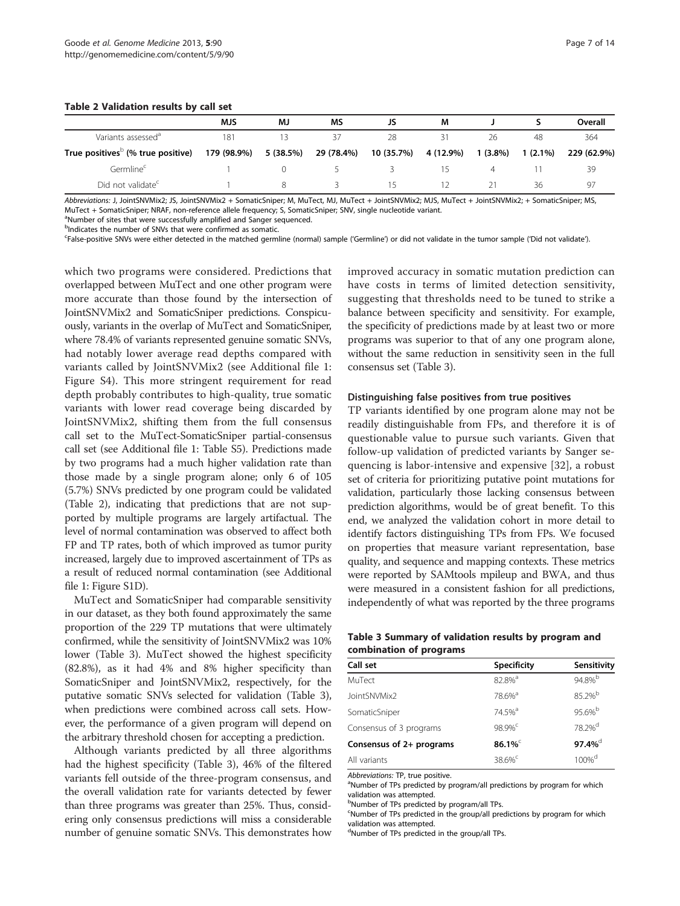**Table 2 Validation results by call set**

| | MJS | MJ | MS | JS | M | J | S | Overall |
|---|---|---|---|---|---|---|---|---|
| Variants assessed[a] | 181 | 13 | 37 | 28 | 31 | 26 | 48 | 364 |
| **True positives[b] (% true positive)** | **179 (98.9%)** | **5 (38.5%)** | **29 (78.4%)** | **10 (35.7%)** | **4 (12.9%)** | **1 (3.8%)** | **1 (2.1%)** | **229 (62.9%)** |
| Germline[c] | 1 | 0 | 5 | 3 | 15 | 4 | 11 | 39 |
| Did not validate[c] | 1 | 8 | 3 | 15 | 12 | 21 | 36 | 97 |

*Abbreviations:* J, JointSNVMix2; JS, JointSNVMix2 + SomaticSniper; M, MuTect, MJ, MuTect + JointSNVMix2; MJS, MuTect + JointSNVMix2; + SomaticSniper; MS, MuTect + SomaticSniper; NRAF, non-reference allele frequency; S, SomaticSniper; SNV, single nucleotide variant.
[a]Number of sites that were successfully amplified and Sanger sequenced.
[b]Indicates the number of SNVs that were confirmed as somatic.
[c]False-positive SNVs were either detected in the matched germline (normal) sample ('Germline') or did not validate in the tumor sample ('Did not validate').

which two programs were considered. Predictions that overlapped between MuTect and one other program were more accurate than those found by the intersection of JointSNVMix2 and SomaticSniper predictions. Conspicuously, variants in the overlap of MuTect and SomaticSniper, where 78.4% of variants represented genuine somatic SNVs, had notably lower average read depths compared with variants called by JointSNVMix2 (see Additional file 1: Figure S4). This more stringent requirement for read depth probably contributes to high-quality, true somatic variants with lower read coverage being discarded by JointSNVMix2, shifting them from the full consensus call set to the MuTect-SomaticSniper partial-consensus call set (see Additional file 1: Table S5). Predictions made by two programs had a much higher validation rate than those made by a single program alone; only 6 of 105 (5.7%) SNVs predicted by one program could be validated (Table 2), indicating that predictions that are not supported by multiple programs are largely artifactual. The level of normal contamination was observed to affect both FP and TP rates, both of which improved as tumor purity increased, largely due to improved ascertainment of TPs as a result of reduced normal contamination (see Additional file 1: Figure S1D).

MuTect and SomaticSniper had comparable sensitivity in our dataset, as they both found approximately the same proportion of the 229 TP mutations that were ultimately confirmed, while the sensitivity of JointSNVMix2 was 10% lower (Table 3). MuTect showed the highest specificity (82.8%), as it had 4% and 8% higher specificity than SomaticSniper and JointSNVMix2, respectively, for the putative somatic SNVs selected for validation (Table 3), when predictions were combined across call sets. However, the performance of a given program will depend on the arbitrary threshold chosen for accepting a prediction.

Although variants predicted by all three algorithms had the highest specificity (Table 3), 46% of the filtered variants fell outside of the three-program consensus, and the overall validation rate for variants detected by fewer than three programs was greater than 25%. Thus, considering only consensus predictions will miss a considerable number of genuine somatic SNVs. This demonstrates how improved accuracy in somatic mutation prediction can have costs in terms of limited detection sensitivity, suggesting that thresholds need to be tuned to strike a balance between specificity and sensitivity. For example, the specificity of predictions made by at least two or more programs was superior to that of any one program alone, without the same reduction in sensitivity seen in the full consensus set (Table 3).

#### Distinguishing false positives from true positives

TP variants identified by one program alone may not be readily distinguishable from FPs, and therefore it is of questionable value to pursue such variants. Given that follow-up validation of predicted variants by Sanger sequencing is labor-intensive and expensive [32], a robust set of criteria for prioritizing putative point mutations for validation, particularly those lacking consensus between prediction algorithms, would be of great benefit. To this end, we analyzed the validation cohort in more detail to identify factors distinguishing TPs from FPs. We focused on properties that measure variant representation, base quality, and sequence and mapping contexts. These metrics were reported by SAMtools mpileup and BWA, and thus were measured in a consistent fashion for all predictions, independently of what was reported by the three programs

**Table 3 Summary of validation results by program and combination of programs**

| Call set | Specificity | Sensitivity |
|---|---|---|
| MuTect | 82.8%[a] | 94.8%[b] |
| JointSNVMix2 | 78.6%[a] | 85.2%[b] |
| SomaticSniper | 74.5%[a] | 95.6%[b] |
| Consensus of 3 programs | 98.9%[c] | 78.2%[d] |
| **Consensus of 2+ programs** | **86.1%[c]** | **97.4%[d]** |
| All variants | 38.6%[c] | 100%[d] |

*Abbreviations:* TP, true positive.
[a]Number of TPs predicted by program/all predictions by program for which validation was attempted.
[b]Number of TPs predicted by program/all TPs.
[c]Number of TPs predicted in the group/all predictions by program for which validation was attempted.
[d]Number of TPs predicted in the group/all TPs.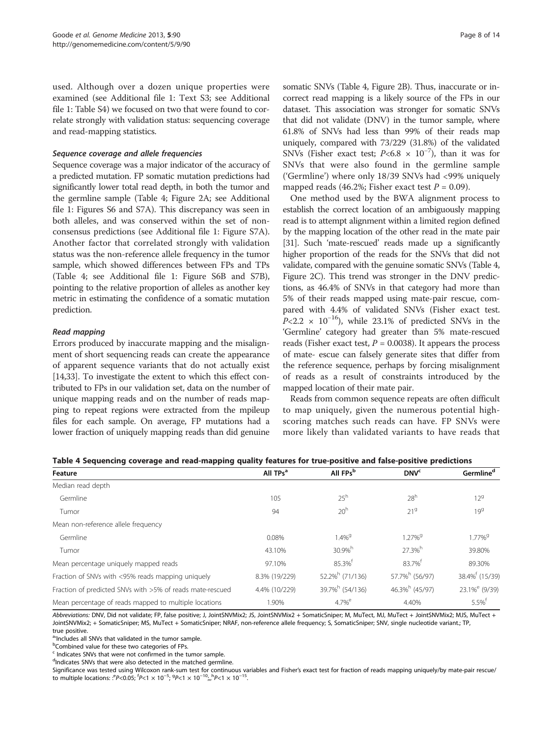used. Although over a dozen unique properties were examined (see Additional file 1: Text S3; see Additional file 1: Table S4) we focused on two that were found to correlate strongly with validation status: sequencing coverage and read-mapping statistics.

#### *Sequence coverage and allele frequencies*

Sequence coverage was a major indicator of the accuracy of a predicted mutation. FP somatic mutation predictions had significantly lower total read depth, in both the tumor and the germline sample (Table 4; Figure 2A; see Additional file 1: Figures S6 and S7A). This discrepancy was seen in both alleles, and was conserved within the set of non-consensus predictions (see Additional file 1: Figure S7A). Another factor that correlated strongly with validation status was the non-reference allele frequency in the tumor sample, which showed differences between FPs and TPs (Table 4; see Additional file 1: Figure S6B and S7B), pointing to the relative proportion of alleles as another key metric in estimating the confidence of a somatic mutation prediction.

#### *Read mapping*

Errors produced by inaccurate mapping and the misalignment of short sequencing reads can create the appearance of apparent sequence variants that do not actually exist [14,33]. To investigate the extent to which this effect contributed to FPs in our validation set, data on the number of unique mapping reads and on the number of reads mapping to repeat regions were extracted from the mpileup files for each sample. On average, FP mutations had a lower fraction of uniquely mapping reads than did genuine somatic SNVs (Table 4, Figure 2B). Thus, inaccurate or incorrect read mapping is a likely source of the FPs in our dataset. This association was stronger for somatic SNVs that did not validate (DNV) in the tumor sample, where 61.8% of SNVs had less than 99% of their reads map uniquely, compared with 73/229 (31.8%) of the validated SNVs (Fisher exact test; $P<6.8 \times 10^{-7}$), than it was for SNVs that were also found in the germline sample ('Germline') where only 18/39 SNVs had <99% uniquely mapped reads (46.2%; Fisher exact test $P = 0.09$).

One method used by the BWA alignment process to establish the correct location of an ambiguously mapping read is to attempt alignment within a limited region defined by the mapping location of the other read in the mate pair [31]. Such 'mate-rescued' reads made up a significantly higher proportion of the reads for the SNVs that did not validate, compared with the genuine somatic SNVs (Table 4, Figure 2C). This trend was stronger in the DNV predictions, as 46.4% of SNVs in that category had more than 5% of their reads mapped using mate-pair rescue, compared with 4.4% of validated SNVs (Fisher exact test. $P<2.2 \times 10^{-16}$), while 23.1% of predicted SNVs in the 'Germline' category had greater than 5% mate-rescued reads (Fisher exact test, $P = 0.0038$). It appears the process of mate- escue can falsely generate sites that differ from the reference sequence, perhaps by forcing misalignment of reads as a result of constraints introduced by the mapped location of their mate pair.

Reads from common sequence repeats are often difficult to map uniquely, given the numerous potential high-scoring matches such reads can have. FP SNVs were more likely than validated variants to have reads that

**Table 4 Sequencing coverage and read-mapping quality features for true-positive and false-positive predictions**

| Feature | All TPs[a] | All FPs[b] | DNV[c] | Germline[d] |
|---|---|---|---|---|
| Median read depth | | | | |
| Germline | 105 | 25[h] | 28[h] | 12[g] |
| Tumor | 94 | 20[h] | 21[g] | 19[g] |
| Mean non-reference allele frequency | | | | |
| Germline | 0.08% | 1.4%[g] | 1.27%[g] | 1.77%[g] |
| Tumor | 43.10% | 30.9%[h] | 27.3%[h] | 39.80% |
| Mean percentage uniquely mapped reads | 97.10% | 85.3%[f] | 83.7%[f] | 89.30% |
| Fraction of SNVs with <95% reads mapping uniquely | 8.3% (19/229) | 52.2%[h] (71/136) | 57.7%[h] (56/97) | 38.4%[f] (15/39) |
| Fraction of predicted SNVs with >5% of reads mate-rescued | 4.4% (10/229) | 39.7%[h] (54/136) | 46.3%[h] (45/97) | 23.1%[e] (9/39) |
| Mean percentage of reads mapped to multiple locations | 1.90% | 4.7%[e] | 4.40% | 5.5%[f] |

*Abbreviations:* DNV, Did not validate; FP, false positive; J, JointSNVMix2; JS, JointSNVMix2 + SomaticSniper; M, MuTect, MJ, MuTect + JointSNVMix2; MJS, MuTect + JointSNVMix2; + SomaticSniper; MS, MuTect + SomaticSniper; NRAF, non-reference allele frequency; S, SomaticSniper; SNV, single nucleotide variant.; TP, true positive.

[a]Includes all SNVs that validated in the tumor sample.

[b]Combined value for these two categories of FPs.

[c] Indicates SNVs that were not confirmed in the tumor sample.

[d]Indicates SNVs that were also detected in the matched germline.

Significance was tested using Wilcoxon rank-sum test for continuous variables and Fisher's exact test for fraction of reads mapping uniquely/by mate-pair rescue/ to multiple locations: :[e]$P<0.05$; [f]$P<1 \times 10^{-5}$; [g]$P<1 \times 10^{-10}$,,, [h]$P<1 \times 10^{-15}$.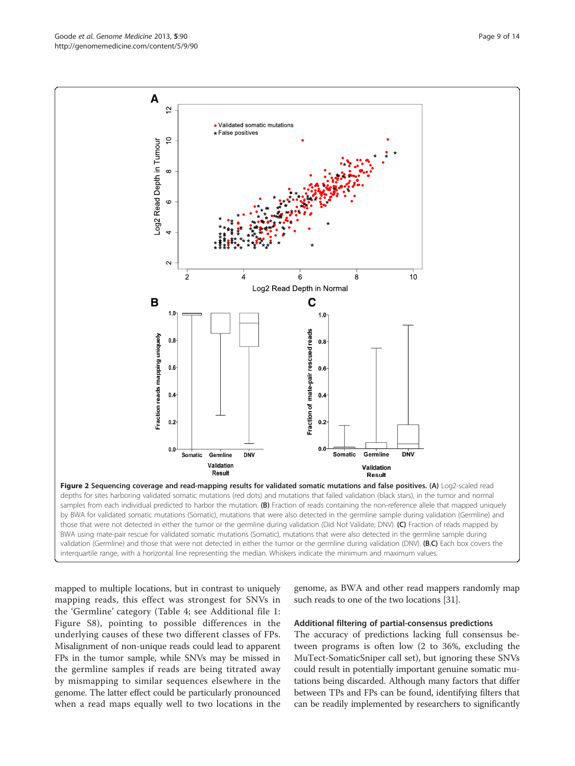**Figure 2 Sequencing coverage and read-mapping results for validated somatic mutations and false positives. (A)** Log2-scaled read depths for sites harboring validated somatic mutations (red dots) and mutations that failed validation (black stars), in the tumor and normal samples from each individual predicted to harbor the mutation. **(B)** Fraction of reads containing the non-reference allele that mapped uniquely by BWA for validated somatic mutations (Somatic), mutations that were also detected in the germline sample during validation (Germline) and those that were not detected in either the tumor or the germline during validation (Did Not Validate; DNV). **(C)** Fraction of reads mapped by BWA using mate-pair rescue for validated somatic mutations (Somatic), mutations that were also detected in the germline sample during validation (Germline) and those that were not detected in either the tumor or the germline during validation (DNV). **(B,C)** Each box covers the interquartile range, with a horizontal line representing the median. Whiskers indicate the minimum and maximum values.

mapped to multiple locations, but in contrast to uniquely mapping reads, this effect was strongest for SNVs in the 'Germline' category (Table 4; see Additional file 1: Figure S8), pointing to possible differences in the underlying causes of these two different classes of FPs. Misalignment of non-unique reads could lead to apparent FPs in the tumor sample, while SNVs may be missed in the germline samples if reads are being titrated away by mismapping to similar sequences elsewhere in the genome. The latter effect could be particularly pronounced when a read maps equally well to two locations in the genome, as BWA and other read mappers randomly map such reads to one of the two locations [31].

### Additional filtering of partial-consensus predictions

The accuracy of predictions lacking full consensus between programs is often low (2 to 36%, excluding the MuTect-SomaticSniper call set), but ignoring these SNVs could result in potentially important genuine somatic mutations being discarded. Although many factors that differ between TPs and FPs can be found, identifying filters that can be readily implemented by researchers to significantly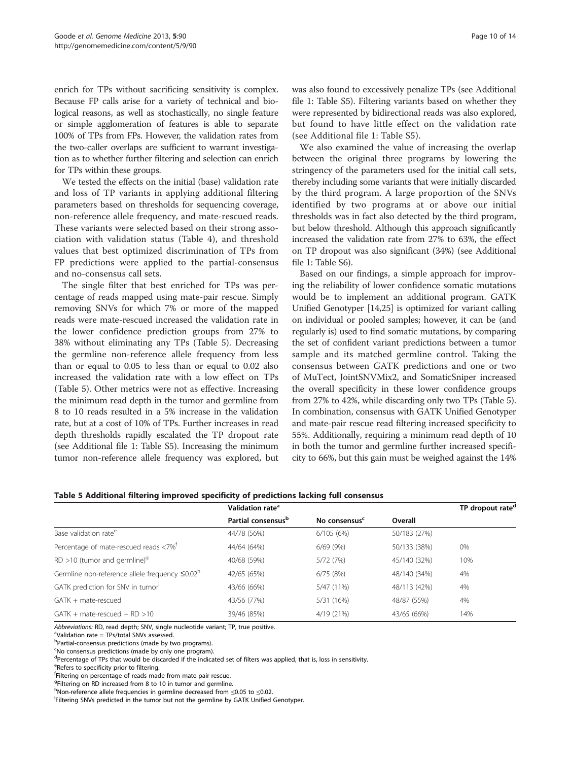enrich for TPs without sacrificing sensitivity is complex. Because FP calls arise for a variety of technical and biological reasons, as well as stochastically, no single feature or simple agglomeration of features is able to separate 100% of TPs from FPs. However, the validation rates from the two-caller overlaps are sufficient to warrant investigation as to whether further filtering and selection can enrich for TPs within these groups.

We tested the effects on the initial (base) validation rate and loss of TP variants in applying additional filtering parameters based on thresholds for sequencing coverage, non-reference allele frequency, and mate-rescued reads. These variants were selected based on their strong association with validation status (Table 4), and threshold values that best optimized discrimination of TPs from FP predictions were applied to the partial-consensus and no-consensus call sets.

The single filter that best enriched for TPs was percentage of reads mapped using mate-pair rescue. Simply removing SNVs for which 7% or more of the mapped reads were mate-rescued increased the validation rate in the lower confidence prediction groups from 27% to 38% without eliminating any TPs (Table 5). Decreasing the germline non-reference allele frequency from less than or equal to 0.05 to less than or equal to 0.02 also increased the validation rate with a low effect on TPs (Table 5). Other metrics were not as effective. Increasing the minimum read depth in the tumor and germline from 8 to 10 reads resulted in a 5% increase in the validation rate, but at a cost of 10% of TPs. Further increases in read depth thresholds rapidly escalated the TP dropout rate (see Additional file 1: Table S5). Increasing the minimum tumor non-reference allele frequency was explored, but was also found to excessively penalize TPs (see Additional file 1: Table S5). Filtering variants based on whether they were represented by bidirectional reads was also explored, but found to have little effect on the validation rate (see Additional file 1: Table S5).

We also examined the value of increasing the overlap between the original three programs by lowering the stringency of the parameters used for the initial call sets, thereby including some variants that were initially discarded by the third program. A large proportion of the SNVs identified by two programs at or above our initial thresholds was in fact also detected by the third program, but below threshold. Although this approach significantly increased the validation rate from 27% to 63%, the effect on TP dropout was also significant (34%) (see Additional file 1: Table S6).

Based on our findings, a simple approach for improving the reliability of lower confidence somatic mutations would be to implement an additional program. GATK Unified Genotyper [14,25] is optimized for variant calling on individual or pooled samples; however, it can be (and regularly is) used to find somatic mutations, by comparing the set of confident variant predictions between a tumor sample and its matched germline control. Taking the consensus between GATK predictions and one or two of MuTect, JointSNVMix2, and SomaticSniper increased the overall specificity in these lower confidence groups from 27% to 42%, while discarding only two TPs (Table 5). In combination, consensus with GATK Unified Genotyper and mate-pair rescue read filtering increased specificity to 55%. Additionally, requiring a minimum read depth of 10 in both the tumor and germline further increased specificity to 66%, but this gain must be weighed against the 14%

**Table 5 Additional filtering improved specificity of predictions lacking full consensus**

| | Validation rate[a] | | | TP dropout rate[d] |
|---|---|---|---|---|
| | Partial consensus[b] | No consensus[c] | Overall | |
| Base validation rate[e] | 44/78 (56%) | 6/105 (6%) | 50/183 (27%) | |
| Percentage of mate-rescued reads <7%[f] | 44/64 (64%) | 6/69 (9%) | 50/133 (38%) | 0% |
| RD >10 (tumor and germline)[g] | 40/68 (59%) | 5/72 (7%) | 45/140 (32%) | 10% |
| Germline non-reference allele frequency ≤0.02[h] | 42/65 (65%) | 6/75 (8%) | 48/140 (34%) | 4% |
| GATK prediction for SNV in tumor[i] | 43/66 (66%) | 5/47 (11%) | 48/113 (42%) | 4% |
| GATK + mate-rescued | 43/56 (77%) | 5/31 (16%) | 48/87 (55%) | 4% |
| GATK + mate-rescued + RD >10 | 39/46 (85%) | 4/19 (21%) | 43/65 (66%) | 14% |

*Abbreviations:* RD, read depth; SNV, single nucleotide variant; TP, true positive.
[a]Validation rate = TPs/total SNVs assessed.
[b]Partial-consensus predictions (made by two programs).
[c]No consensus predictions (made by only one program).
[d]Percentage of TPs that would be discarded if the indicated set of filters was applied, that is, loss in sensitivity.
[e]Refers to specificity prior to filtering.
[f]Filtering on percentage of reads made from mate-pair rescue.
[g]Filtering on RD increased from 8 to 10 in tumor and germline.
[h]Non-reference allele frequencies in germline decreased from ≤0.05 to ≤0.02.
[i]Filtering SNVs predicted in the tumor but not the germline by GATK Unified Genotyper.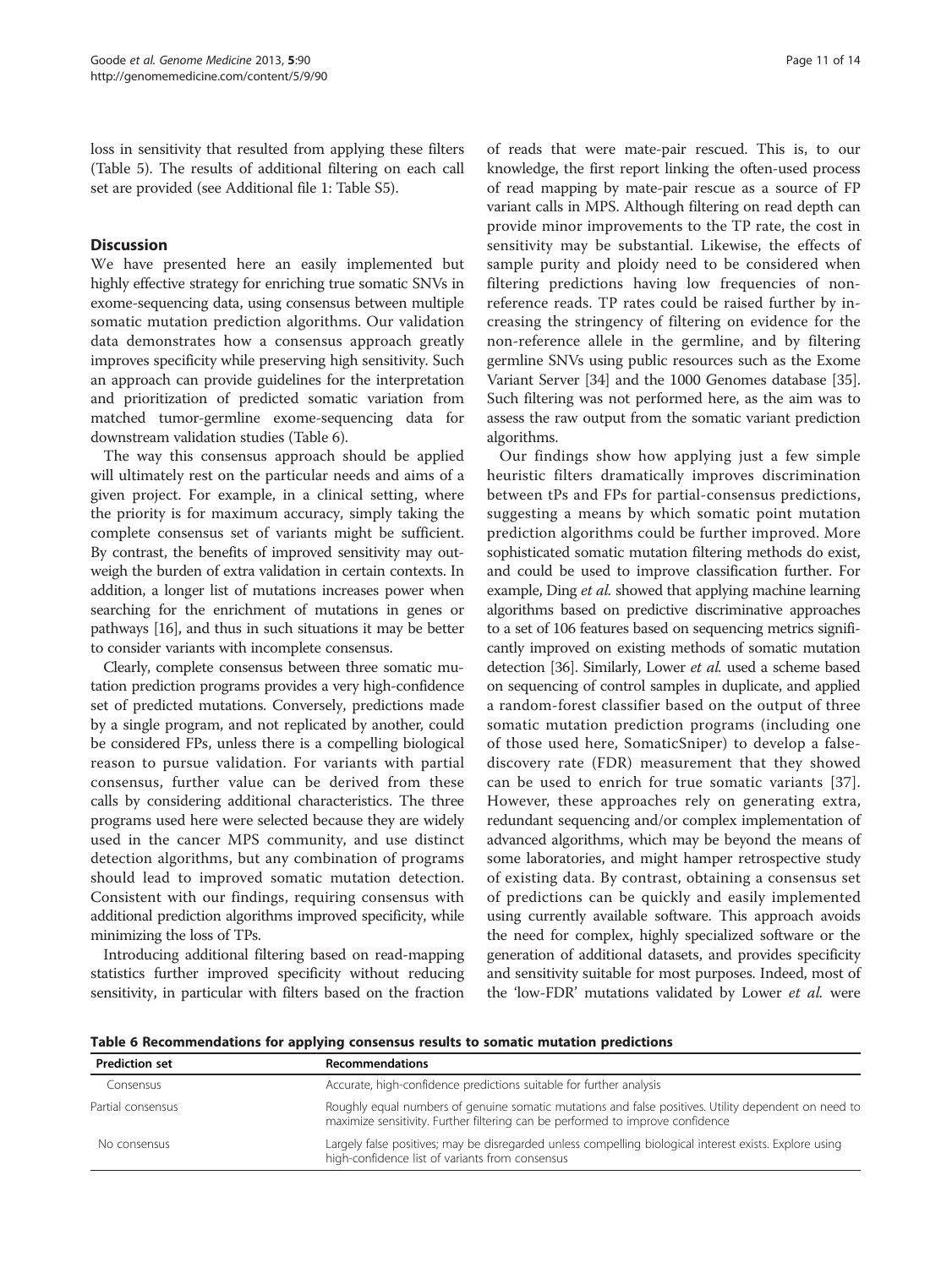loss in sensitivity that resulted from applying these filters (Table 5). The results of additional filtering on each call set are provided (see Additional file 1: Table S5).

## Discussion

We have presented here an easily implemented but highly effective strategy for enriching true somatic SNVs in exome-sequencing data, using consensus between multiple somatic mutation prediction algorithms. Our validation data demonstrates how a consensus approach greatly improves specificity while preserving high sensitivity. Such an approach can provide guidelines for the interpretation and prioritization of predicted somatic variation from matched tumor-germline exome-sequencing data for downstream validation studies (Table 6).

The way this consensus approach should be applied will ultimately rest on the particular needs and aims of a given project. For example, in a clinical setting, where the priority is for maximum accuracy, simply taking the complete consensus set of variants might be sufficient. By contrast, the benefits of improved sensitivity may outweigh the burden of extra validation in certain contexts. In addition, a longer list of mutations increases power when searching for the enrichment of mutations in genes or pathways [16], and thus in such situations it may be better to consider variants with incomplete consensus.

Clearly, complete consensus between three somatic mutation prediction programs provides a very high-confidence set of predicted mutations. Conversely, predictions made by a single program, and not replicated by another, could be considered FPs, unless there is a compelling biological reason to pursue validation. For variants with partial consensus, further value can be derived from these calls by considering additional characteristics. The three programs used here were selected because they are widely used in the cancer MPS community, and use distinct detection algorithms, but any combination of programs should lead to improved somatic mutation detection. Consistent with our findings, requiring consensus with additional prediction algorithms improved specificity, while minimizing the loss of TPs.

Introducing additional filtering based on read-mapping statistics further improved specificity without reducing sensitivity, in particular with filters based on the fraction of reads that were mate-pair rescued. This is, to our knowledge, the first report linking the often-used process of read mapping by mate-pair rescue as a source of FP variant calls in MPS. Although filtering on read depth can provide minor improvements to the TP rate, the cost in sensitivity may be substantial. Likewise, the effects of sample purity and ploidy need to be considered when filtering predictions having low frequencies of non-reference reads. TP rates could be raised further by increasing the stringency of filtering on evidence for the non-reference allele in the germline, and by filtering germline SNVs using public resources such as the Exome Variant Server [34] and the 1000 Genomes database [35]. Such filtering was not performed here, as the aim was to assess the raw output from the somatic variant prediction algorithms.

Our findings show how applying just a few simple heuristic filters dramatically improves discrimination between tPs and FPs for partial-consensus predictions, suggesting a means by which somatic point mutation prediction algorithms could be further improved. More sophisticated somatic mutation filtering methods do exist, and could be used to improve classification further. For example, Ding *et al.* showed that applying machine learning algorithms based on predictive discriminative approaches to a set of 106 features based on sequencing metrics significantly improved on existing methods of somatic mutation detection [36]. Similarly, Lower *et al.* used a scheme based on sequencing of control samples in duplicate, and applied a random-forest classifier based on the output of three somatic mutation prediction programs (including one of those used here, SomaticSniper) to develop a false-discovery rate (FDR) measurement that they showed can be used to enrich for true somatic variants [37]. However, these approaches rely on generating extra, redundant sequencing and/or complex implementation of advanced algorithms, which may be beyond the means of some laboratories, and might hamper retrospective study of existing data. By contrast, obtaining a consensus set of predictions can be quickly and easily implemented using currently available software. This approach avoids the need for complex, highly specialized software or the generation of additional datasets, and provides specificity and sensitivity suitable for most purposes. Indeed, most of the 'low-FDR' mutations validated by Lower *et al.* were

**Table 6 Recommendations for applying consensus results to somatic mutation predictions**

| Prediction set | Recommendations |
|---|---|
| Consensus | Accurate, high-confidence predictions suitable for further analysis |
| Partial consensus | Roughly equal numbers of genuine somatic mutations and false positives. Utility dependent on need to maximize sensitivity. Further filtering can be performed to improve confidence |
| No consensus | Largely false positives; may be disregarded unless compelling biological interest exists. Explore using high-confidence list of variants from consensus |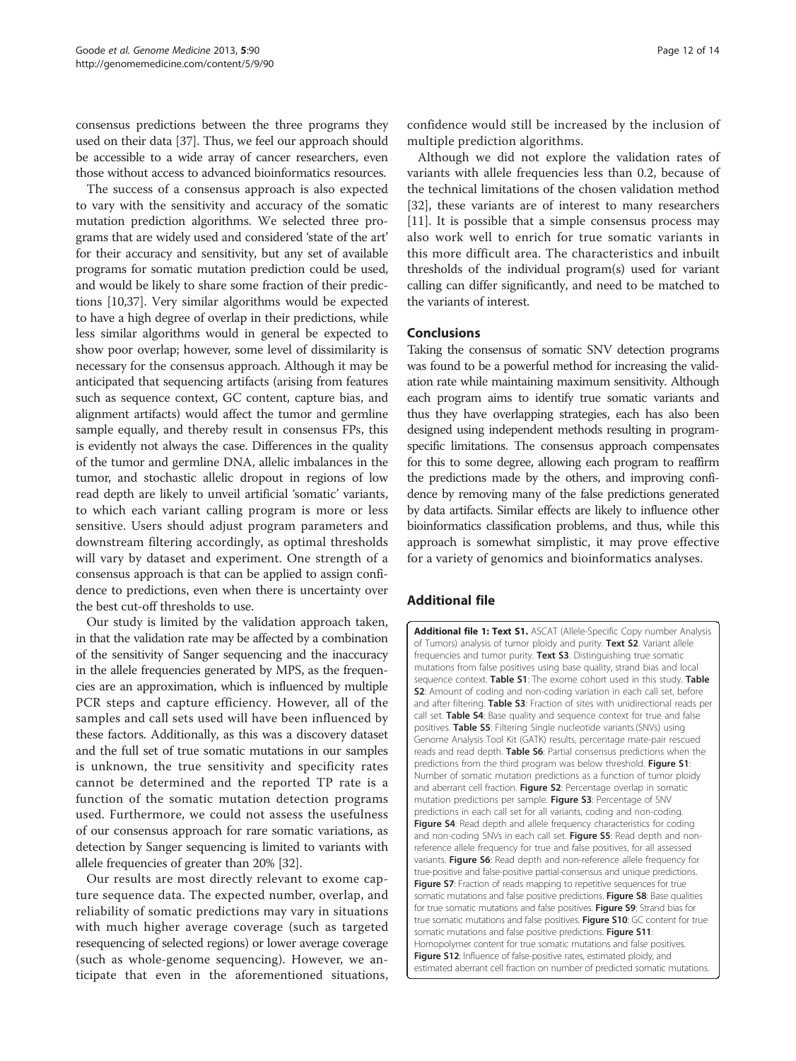consensus predictions between the three programs they used on their data [37]. Thus, we feel our approach should be accessible to a wide array of cancer researchers, even those without access to advanced bioinformatics resources.

The success of a consensus approach is also expected to vary with the sensitivity and accuracy of the somatic mutation prediction algorithms. We selected three programs that are widely used and considered 'state of the art' for their accuracy and sensitivity, but any set of available programs for somatic mutation prediction could be used, and would be likely to share some fraction of their predictions [10,37]. Very similar algorithms would be expected to have a high degree of overlap in their predictions, while less similar algorithms would in general be expected to show poor overlap; however, some level of dissimilarity is necessary for the consensus approach. Although it may be anticipated that sequencing artifacts (arising from features such as sequence context, GC content, capture bias, and alignment artifacts) would affect the tumor and germline sample equally, and thereby result in consensus FPs, this is evidently not always the case. Differences in the quality of the tumor and germline DNA, allelic imbalances in the tumor, and stochastic allelic dropout in regions of low read depth are likely to unveil artificial 'somatic' variants, to which each variant calling program is more or less sensitive. Users should adjust program parameters and downstream filtering accordingly, as optimal thresholds will vary by dataset and experiment. One strength of a consensus approach is that can be applied to assign confidence to predictions, even when there is uncertainty over the best cut-off thresholds to use.

Our study is limited by the validation approach taken, in that the validation rate may be affected by a combination of the sensitivity of Sanger sequencing and the inaccuracy in the allele frequencies generated by MPS, as the frequencies are an approximation, which is influenced by multiple PCR steps and capture efficiency. However, all of the samples and call sets used will have been influenced by these factors. Additionally, as this was a discovery dataset and the full set of true somatic mutations in our samples is unknown, the true sensitivity and specificity rates cannot be determined and the reported TP rate is a function of the somatic mutation detection programs used. Furthermore, we could not assess the usefulness of our consensus approach for rare somatic variations, as detection by Sanger sequencing is limited to variants with allele frequencies of greater than 20% [32].

Our results are most directly relevant to exome capture sequence data. The expected number, overlap, and reliability of somatic predictions may vary in situations with much higher average coverage (such as targeted resequencing of selected regions) or lower average coverage (such as whole-genome sequencing). However, we anticipate that even in the aforementioned situations, confidence would still be increased by the inclusion of multiple prediction algorithms.

Although we did not explore the validation rates of variants with allele frequencies less than 0.2, because of the technical limitations of the chosen validation method [32], these variants are of interest to many researchers [11]. It is possible that a simple consensus process may also work well to enrich for true somatic variants in this more difficult area. The characteristics and inbuilt thresholds of the individual program(s) used for variant calling can differ significantly, and need to be matched to the variants of interest.

## Conclusions

Taking the consensus of somatic SNV detection programs was found to be a powerful method for increasing the validation rate while maintaining maximum sensitivity. Although each program aims to identify true somatic variants and thus they have overlapping strategies, each has also been designed using independent methods resulting in program-specific limitations. The consensus approach compensates for this to some degree, allowing each program to reaffirm the predictions made by the others, and improving confidence by removing many of the false predictions generated by data artifacts. Similar effects are likely to influence other bioinformatics classification problems, and thus, while this approach is somewhat simplistic, it may prove effective for a variety of genomics and bioinformatics analyses.

## Additional file

**Additional file 1: Text S1.** ASCAT (Allele-Specific Copy number Analysis of Tumors) analysis of tumor ploidy and purity. **Text S2**. Variant allele frequencies and tumor purity. **Text S3**. Distinguishing true somatic mutations from false positives using base quality, strand bias and local sequence context. **Table S1**: The exome cohort used in this study. **Table S2**: Amount of coding and non-coding variation in each call set, before and after filtering. **Table S3**: Fraction of sites with unidirectional reads per call set. **Table S4**: Base quality and sequence context for true and false positives. **Table S5**: Filtering Single nucleotide variants.(SNVs) using Genome Analysis Tool Kit (GATK) results, percentage mate-pair rescued reads and read depth. **Table S6**: Partial consensus predictions when the predictions from the third program was below threshold. **Figure S1**: Number of somatic mutation predictions as a function of tumor ploidy and aberrant cell fraction. **Figure S2**: Percentage overlap in somatic mutation predictions per sample. **Figure S3**: Percentage of SNV predictions in each call set for all variants, coding and non-coding. **Figure S4**: Read depth and allele frequency characteristics for coding and non-coding SNVs in each call set. **Figure S5**: Read depth and non-reference allele frequency for true and false positives, for all assessed variants. **Figure S6**: Read depth and non-reference allele frequency for true-positive and false-positive partial-consensus and unique predictions. **Figure S7**: Fraction of reads mapping to repetitive sequences for true somatic mutations and false positive predictions. **Figure S8**: Base qualities for true somatic mutations and false positives. **Figure S9**: Strand bias for true somatic mutations and false positives. **Figure S10**: GC content for true somatic mutations and false positive predictions. **Figure S11**: Homopolymer content for true somatic mutations and false positives. **Figure S12**: Influence of false-positive rates, estimated ploidy, and estimated aberrant cell fraction on number of predicted somatic mutations.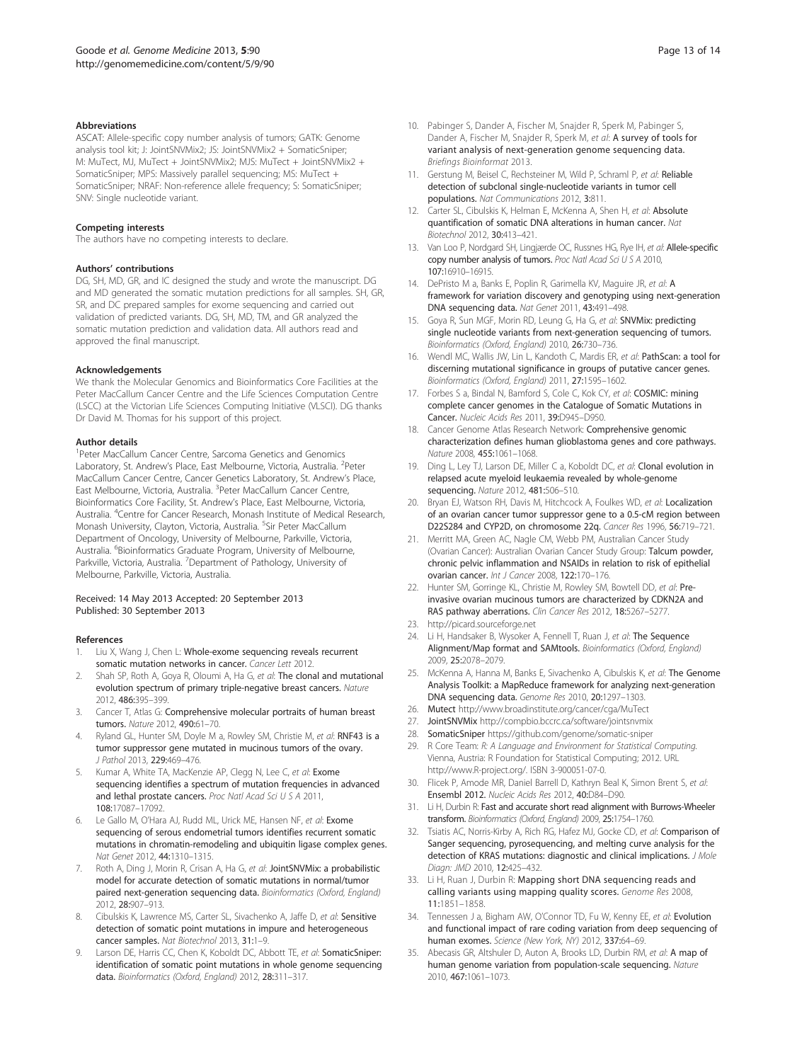### Abbreviations

ASCAT: Allele-specific copy number analysis of tumors; GATK: Genome analysis tool kit; J: JointSNVMix2; JS: JointSNVMix2 + SomaticSniper; M: MuTect, MJ, MuTect + JointSNVMix2; MJS: MuTect + JointSNVMix2 + SomaticSniper; MPS: Massively parallel sequencing; MS: MuTect + SomaticSniper; NRAF: Non-reference allele frequency; S: SomaticSniper; SNV: Single nucleotide variant.

### Competing interests

The authors have no competing interests to declare.

### Authors' contributions

DG, SH, MD, GR, and IC designed the study and wrote the manuscript. DG and MD generated the somatic mutation predictions for all samples. SH, GR, SR, and DC prepared samples for exome sequencing and carried out validation of predicted variants. DG, SH, MD, TM, and GR analyzed the somatic mutation prediction and validation data. All authors read and approved the final manuscript.

### Acknowledgements

We thank the Molecular Genomics and Bioinformatics Core Facilities at the Peter MacCallum Cancer Centre and the Life Sciences Computation Centre (LSCC) at the Victorian Life Sciences Computing Initiative (VLSCI). DG thanks Dr David M. Thomas for his support of this project.

### Author details

[1]Peter MacCallum Cancer Centre, Sarcoma Genetics and Genomics Laboratory, St. Andrew's Place, East Melbourne, Victoria, Australia. [2]Peter MacCallum Cancer Centre, Cancer Genetics Laboratory, St. Andrew's Place, East Melbourne, Victoria, Australia. [3]Peter MacCallum Cancer Centre, Bioinformatics Core Facility, St. Andrew's Place, East Melbourne, Victoria, Australia. [4]Centre for Cancer Research, Monash Institute of Medical Research, Monash University, Clayton, Victoria, Australia. [5]Sir Peter MacCallum Department of Oncology, University of Melbourne, Parkville, Victoria, Australia. [6]Bioinformatics Graduate Program, University of Melbourne, Parkville, Victoria, Australia. [7]Department of Pathology, University of Melbourne, Parkville, Victoria, Australia.

Received: 14 May 2013 Accepted: 20 September 2013
Published: 30 September 2013

### References

1. Liu X, Wang J, Chen L: **Whole-exome sequencing reveals recurrent somatic mutation networks in cancer.** *Cancer Lett* 2012.
2. Shah SP, Roth A, Goya R, Oloumi A, Ha G, *et al*: **The clonal and mutational evolution spectrum of primary triple-negative breast cancers.** *Nature* 2012, **486:**395–399.
3. Cancer T, Atlas G: **Comprehensive molecular portraits of human breast tumors.** *Nature* 2012, **490:**61–70.
4. Ryland GL, Hunter SM, Doyle M a, Rowley SM, Christie M, *et al*: **RNF43 is a tumor suppressor gene mutated in mucinous tumors of the ovary.** *J Pathol* 2013, **229:**469–476.
5. Kumar A, White TA, MacKenzie AP, Clegg N, Lee C, *et al*: **Exome sequencing identifies a spectrum of mutation frequencies in advanced and lethal prostate cancers.** *Proc Natl Acad Sci U S A* 2011, **108:**17087–17092.
6. Le Gallo M, O'Hara AJ, Rudd ML, Urick ME, Hansen NF, *et al*: **Exome sequencing of serous endometrial tumors identifies recurrent somatic mutations in chromatin-remodeling and ubiquitin ligase complex genes.** *Nat Genet* 2012, **44:**1310–1315.
7. Roth A, Ding J, Morin R, Crisan A, Ha G, *et al*: **JointSNVMix: a probabilistic model for accurate detection of somatic mutations in normal/tumor paired next-generation sequencing data.** *Bioinformatics (Oxford, England)* 2012, **28:**907–913.
8. Cibulskis K, Lawrence MS, Carter SL, Sivachenko A, Jaffe D, *et al*: **Sensitive detection of somatic point mutations in impure and heterogeneous cancer samples.** *Nat Biotechnol* 2013, **31:**1–9.
9. Larson DE, Harris CC, Chen K, Koboldt DC, Abbott TE, *et al*: **SomaticSniper: identification of somatic point mutations in whole genome sequencing data.** *Bioinformatics (Oxford, England)* 2012, **28:**311–317.
10. Pabinger S, Dander A, Fischer M, Snajder R, Sperk M, Pabinger S, Dander A, Fischer M, Snajder R, Sperk M, *et al*: **A survey of tools for variant analysis of next-generation genome sequencing data.** *Briefings Bioinformat* 2013.
11. Gerstung M, Beisel C, Rechsteiner M, Wild P, Schraml P, *et al*: **Reliable detection of subclonal single-nucleotide variants in tumor cell populations.** *Nat Communications* 2012, **3:**811.
12. Carter SL, Cibulskis K, Helman E, McKenna A, Shen H, *et al*: **Absolute quantification of somatic DNA alterations in human cancer.** *Nat Biotechnol* 2012, **30:**413–421.
13. Van Loo P, Nordgard SH, Lingjærde OC, Russnes HG, Rye IH, *et al*: **Allele-specific copy number analysis of tumors.** *Proc Natl Acad Sci U S A* 2010, **107:**16910–16915.
14. DePristo M a, Banks E, Poplin R, Garimella KV, Maguire JR, *et al*: **A framework for variation discovery and genotyping using next-generation DNA sequencing data.** *Nat Genet* 2011, **43:**491–498.
15. Goya R, Sun MGF, Morin RD, Leung G, Ha G, *et al*: **SNVMix: predicting single nucleotide variants from next-generation sequencing of tumors.** *Bioinformatics (Oxford, England)* 2010, **26:**730–736.
16. Wendl MC, Wallis JW, Lin L, Kandoth C, Mardis ER, *et al*: **PathScan: a tool for discerning mutational significance in groups of putative cancer genes.** *Bioinformatics (Oxford, England)* 2011, **27:**1595–1602.
17. Forbes S a, Bindal N, Bamford S, Cole C, Kok CY, *et al*: **COSMIC: mining complete cancer genomes in the Catalogue of Somatic Mutations in Cancer.** *Nucleic Acids Res* 2011, **39:**D945–D950.
18. Cancer Genome Atlas Research Network: **Comprehensive genomic characterization defines human glioblastoma genes and core pathways.** *Nature* 2008, **455:**1061–1068.
19. Ding L, Ley TJ, Larson DE, Miller C a, Koboldt DC, *et al*: **Clonal evolution in relapsed acute myeloid leukaemia revealed by whole-genome sequencing.** *Nature* 2012, **481:**506–510.
20. Bryan EJ, Watson RH, Davis M, Hitchcock A, Foulkes WD, *et al*: **Localization of an ovarian cancer tumor suppressor gene to a 0.5-cM region between D22S284 and CYP2D, on chromosome 22q.** *Cancer Res* 1996, **56:**719–721.
21. Merritt MA, Green AC, Nagle CM, Webb PM, Australian Cancer Study (Ovarian Cancer): Australian Ovarian Cancer Study Group: **Talcum powder, chronic pelvic inflammation and NSAIDs in relation to risk of epithelial ovarian cancer.** *Int J Cancer* 2008, **122:**170–176.
22. Hunter SM, Gorringe KL, Christie M, Rowley SM, Bowtell DD, *et al*: **Pre-invasive ovarian mucinous tumors are characterized by CDKN2A and RAS pathway aberrations.** *Clin Cancer Res* 2012, **18:**5267–5277.
23. http://picard.sourceforge.net
24. Li H, Handsaker B, Wysoker A, Fennell T, Ruan J, *et al*: **The Sequence Alignment/Map format and SAMtools.** *Bioinformatics (Oxford, England)* 2009, **25:**2078–2079.
25. McKenna A, Hanna M, Banks E, Sivachenko A, Cibulskis K, *et al*: **The Genome Analysis Toolkit: a MapReduce framework for analyzing next-generation DNA sequencing data.** *Genome Res* 2010, **20:**1297–1303.
26. **Mutect** http://www.broadinstitute.org/cancer/cga/MuTect
27. **JointSNVMix** http://compbio.bccrc.ca/software/jointsnvmix
28. **SomaticSniper** https://github.com/genome/somatic-sniper
29. R Core Team: *R: A Language and Environment for Statistical Computing.* Vienna, Austria: R Foundation for Statistical Computing; 2012. URL http://www.R-project.org/. ISBN 3-900051-07-0.
30. Flicek P, Amode MR, Daniel Barrell D, Kathryn Beal K, Simon Brent S, *et al*: **Ensembl 2012.** *Nucleic Acids Res* 2012, **40:**D84–D90.
31. Li H, Durbin R: **Fast and accurate short read alignment with Burrows-Wheeler transform.** *Bioinformatics (Oxford, England)* 2009, **25:**1754–1760.
32. Tsiatis AC, Norris-Kirby A, Rich RG, Hafez MJ, Gocke CD, *et al*: **Comparison of Sanger sequencing, pyrosequencing, and melting curve analysis for the detection of KRAS mutations: diagnostic and clinical implications.** *J Mole Diagn: JMD* 2010, **12:**425–432.
33. Li H, Ruan J, Durbin R: **Mapping short DNA sequencing reads and calling variants using mapping quality scores.** *Genome Res* 2008, **11:**1851–1858.
34. Tennessen J a, Bigham AW, O'Connor TD, Fu W, Kenny EE, *et al*: **Evolution and functional impact of rare coding variation from deep sequencing of human exomes.** *Science (New York, NY)* 2012, **337:**64–69.
35. Abecasis GR, Altshuler D, Auton A, Brooks LD, Durbin RM, *et al*: **A map of human genome variation from population-scale sequencing.** *Nature* 2010, **467:**1061–1073.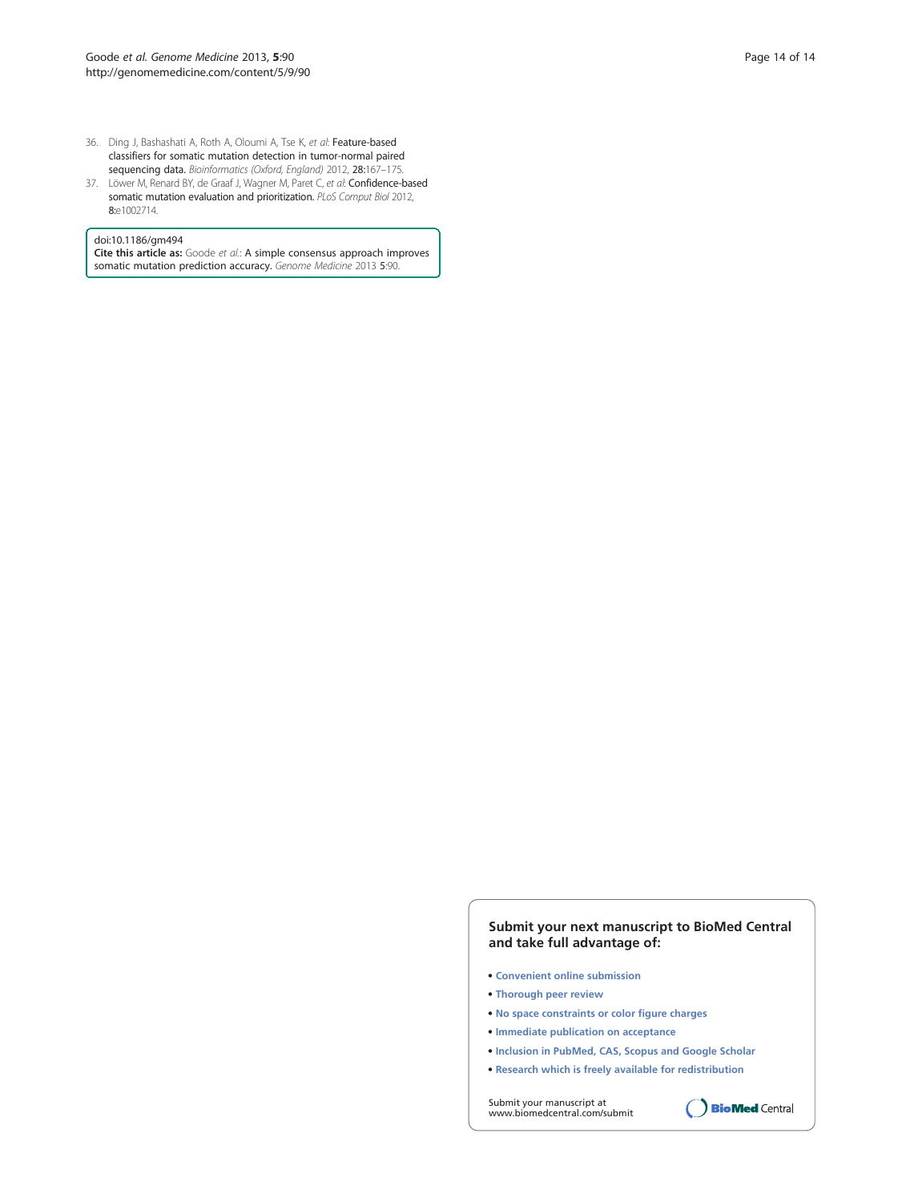36. Ding J, Bashashati A, Roth A, Oloumi A, Tse K, *et al*: **Feature-based classifiers for somatic mutation detection in tumor-normal paired sequencing data.** *Bioinformatics (Oxford, England)* 2012, **28:**167–175.
37. Löwer M, Renard BY, de Graaf J, Wagner M, Paret C, *et al*: **Confidence-based somatic mutation evaluation and prioritization.** *PLoS Comput Biol* 2012, **8:**e1002714.

doi:10.1186/gm494
**Cite this article as:** Goode *et al.*: A simple consensus approach improves somatic mutation prediction accuracy. *Genome Medicine* 2013 **5**:90.

**Submit your next manuscript to BioMed Central and take full advantage of:**

- **Convenient online submission**
- **Thorough peer review**
- **No space constraints or color figure charges**
- **Immediate publication on acceptance**
- **Inclusion in PubMed, CAS, Scopus and Google Scholar**
- **Research which is freely available for redistribution**

Submit your manuscript at
www.biomedcentral.com/submit

BioMed Central